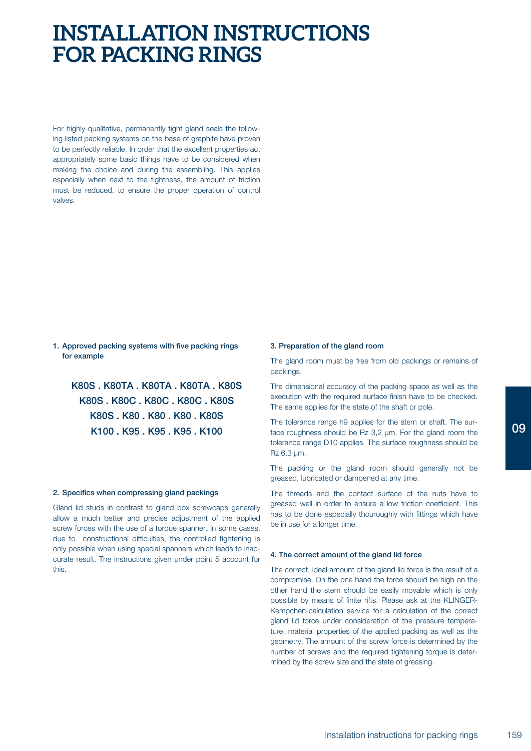# INSTALLATION INSTRUCTIONS FOR PACKING RINGS

For highly-qualitative, permanently tight gland seals the following listed packing systems on the base of graphite have proven to be perfectly reliable. In order that the excellent properties act appropriately some basic things have to be considered when making the choice and during the assembling. This applies especially when next to the tightness, the amount of friction must be reduced, to ensure the proper operation of control valves.

### 1. Approved packing systems with five packing rings for example

K80S . K80TA . K80TA . K80TA . K80S
K80S . K80C . K80C . K80C . K80S
K80S . K80 . K80 . K80 . K80S
K100 . K95 . K95 . K95 . K100

### 2. Specifics when compressing gland packings

Gland lid studs in contrast to gland box screwcaps generally allow a much better and precise adjustment of the applied screw forces with the use of a torque spanner. In some cases, due to constructional difficulties, the controlled tightening is only possible when using special spanners which leads to inaccurate result. The instructions given under point 5 account for this.

### 3. Preparation of the gland room

The gland room must be free from old packings or remains of packings.

The dimensional accuracy of the packing space as well as the execution with the required surface finish have to be checked. The same applies for the state of the shaft or pole.

The tolerance range h9 applies for the stem or shaft. The surface roughness should be Rz 3,2 µm. For the gland room the tolerance range D10 applies. The surface roughness should be Rz 6,3 µm.

The packing or the gland room should generally not be greased, lubricated or dampened at any time.

The threads and the contact surface of the nuts have to greased well in order to ensure a low friction coefficient. This has to be done especially thouroughly with fittings which have be in use for a longer time.

### 4. The correct amount of the gland lid force

The correct, ideal amount of the gland lid force is the result of a compromise. On the one hand the force should be high on the other hand the stem should be easily movable which is only possible by means of finite rifts. Please ask at the KLINGER-Kempchen-calculation service for a calculation of the correct gland lid force under consideration of the pressure temperature, material properties of the applied packing as well as the geometry. The amount of the screw force is determined by the number of screws and the required tightening torque is determined by the screw size and the state of greasing.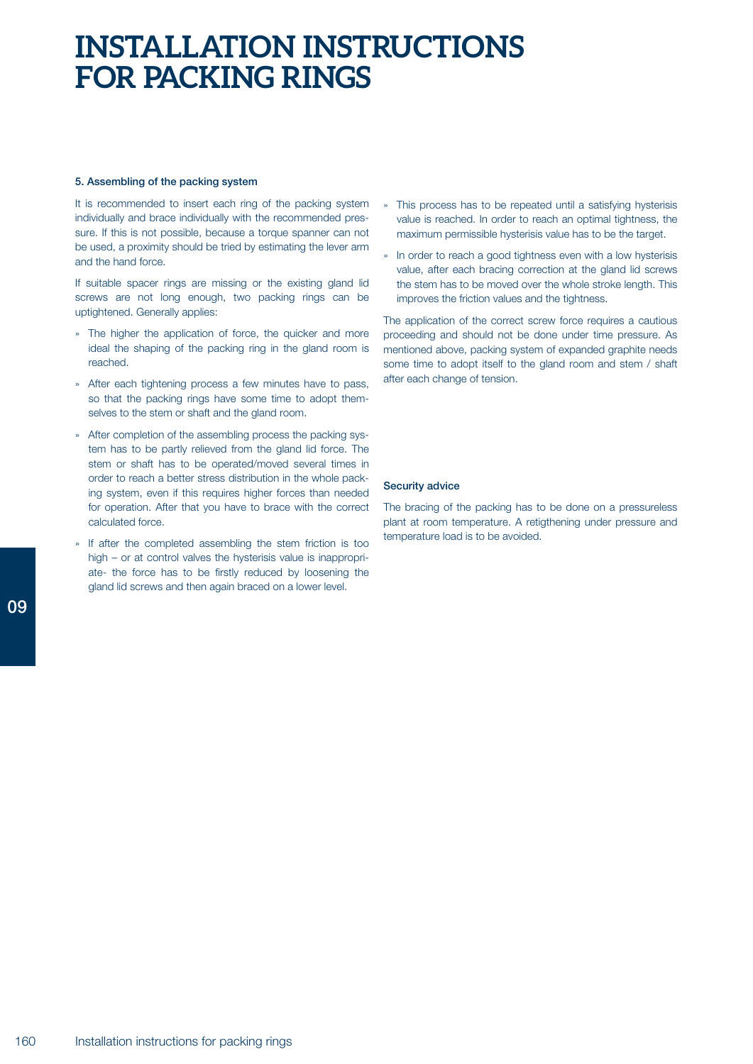# INSTALLATION INSTRUCTIONS FOR PACKING RINGS

#### 5. Assembling of the packing system

It is recommended to insert each ring of the packing system individually and brace individually with the recommended pressure. If this is not possible, because a torque spanner can not be used, a proximity should be tried by estimating the lever arm and the hand force.

If suitable spacer rings are missing or the existing gland lid screws are not long enough, two packing rings can be uptightened. Generally applies:

- The higher the application of force, the quicker and more ideal the shaping of the packing ring in the gland room is reached.
- After each tightening process a few minutes have to pass, so that the packing rings have some time to adopt themselves to the stem or shaft and the gland room.
- After completion of the assembling process the packing system has to be partly relieved from the gland lid force. The stem or shaft has to be operated/moved several times in order to reach a better stress distribution in the whole packing system, even if this requires higher forces than needed for operation. After that you have to brace with the correct calculated force.
- If after the completed assembling the stem friction is too high – or at control valves the hysterisis value is inappropriate- the force has to be firstly reduced by loosening the gland lid screws and then again braced on a lower level.
- This process has to be repeated until a satisfying hysterisis value is reached. In order to reach an optimal tightness, the maximum permissible hysterisis value has to be the target.
- In order to reach a good tightness even with a low hysterisis value, after each bracing correction at the gland lid screws the stem has to be moved over the whole stroke length. This improves the friction values and the tightness.

The application of the correct screw force requires a cautious proceeding and should not be done under time pressure. As mentioned above, packing system of expanded graphite needs some time to adopt itself to the gland room and stem / shaft after each change of tension.

#### Security advice

The bracing of the packing has to be done on a pressureless plant at room temperature. A retigthening under pressure and temperature load is to be avoided.